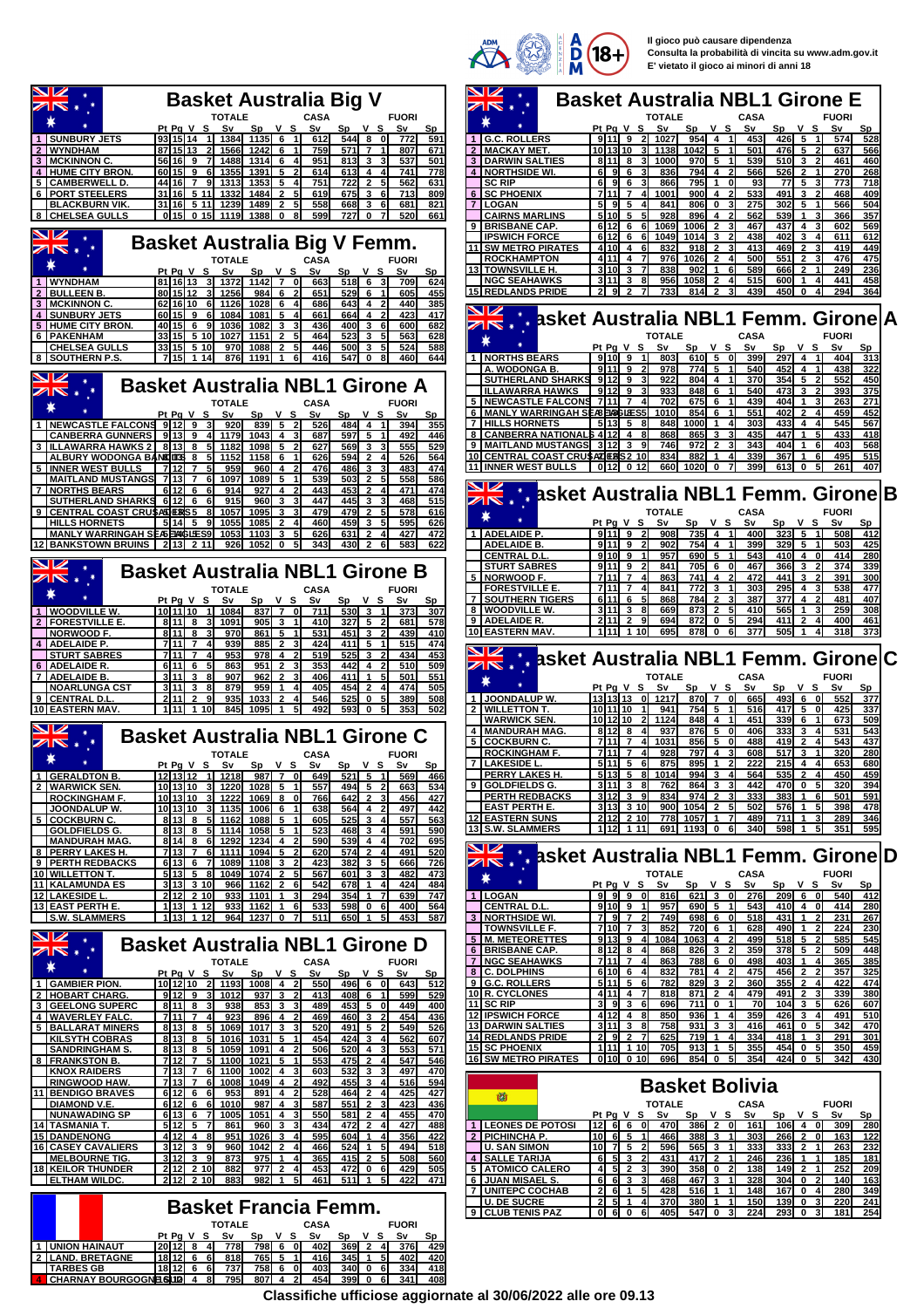Il gioco può causare dipendenza
Consulta la probabilità di vincita su www.adm.gov.it
E' vietato il gioco ai minori di anni 18

## Basket Australia Big V

| | | Pt | Pg | V | S | TOTALE Sv | Sp | CASA V | S | Sv | Sp | FUORI V | S | Sv | Sp |
|---|---|---|---|---|---|---|---|---|---|---|---|---|---|---|---|
| 1 | SUNBURY JETS | 93 | 15 | 14 | 1 | 1384 | 1135 | 6 | 1 | 612 | 544 | 8 | 0 | 772 | 591 |
| 2 | WYNDHAM | 87 | 15 | 13 | 2 | 1566 | 1242 | 6 | 1 | 759 | 571 | 7 | 1 | 807 | 671 |
| 3 | MCKINNON C. | 56 | 16 | 9 | 7 | 1488 | 1314 | 6 | 4 | 951 | 813 | 3 | 3 | 537 | 501 |
| 4 | HUME CITY BRON. | 60 | 15 | 9 | 6 | 1355 | 1391 | 5 | 2 | 614 | 613 | 4 | 4 | 741 | 778 |
| 5 | CAMBERWELL D. | 44 | 16 | 7 | 9 | 1313 | 1353 | 5 | 4 | 751 | 722 | 2 | 5 | 562 | 631 |
| 6 | PORT STEELERS | 31 | 16 | 5 | 11 | 1332 | 1484 | 2 | 5 | 619 | 675 | 3 | 6 | 713 | 809 |
| | BLACKBURN VIK. | 31 | 16 | 5 | 11 | 1239 | 1489 | 2 | 5 | 558 | 668 | 3 | 6 | 681 | 821 |
| 8 | CHELSEA GULLS | 0 | 15 | 0 | 15 | 1119 | 1388 | 0 | 8 | 599 | 727 | 0 | 7 | 520 | 661 |

## Basket Australia Big V Femm.

| | | Pt | Pg | V | S | TOTALE Sv | Sp | CASA V | S | Sv | Sp | FUORI V | S | Sv | Sp |
|---|---|---|---|---|---|---|---|---|---|---|---|---|---|---|---|
| 1 | WYNDHAM | 81 | 16 | 13 | 3 | 1372 | 1142 | 7 | 0 | 663 | 518 | 6 | 3 | 709 | 624 |
| 2 | BULLEEN B. | 80 | 15 | 12 | 3 | 1256 | 984 | 6 | 2 | 651 | 529 | 6 | 1 | 605 | 455 |
| 3 | MCKINNON C. | 62 | 16 | 10 | 6 | 1126 | 1028 | 6 | 4 | 686 | 643 | 4 | 2 | 440 | 385 |
| 4 | SUNBURY JETS | 60 | 15 | 9 | 6 | 1084 | 1081 | 5 | 4 | 661 | 664 | 4 | 2 | 423 | 417 |
| 5 | HUME CITY BRON. | 40 | 15 | 6 | 9 | 1036 | 1082 | 3 | 3 | 436 | 400 | 3 | 6 | 600 | 682 |
| 6 | PAKENHAM | 33 | 15 | 5 | 10 | 1027 | 1151 | 2 | 5 | 464 | 523 | 3 | 5 | 563 | 628 |
| | CHELSEA GULLS | 33 | 15 | 5 | 10 | 970 | 1088 | 2 | 5 | 446 | 500 | 3 | 5 | 524 | 588 |
| 8 | SOUTHERN P.S. | 7 | 15 | 1 | 14 | 876 | 1191 | 1 | 6 | 416 | 547 | 0 | 8 | 460 | 644 |

## Basket Australia NBL1 Girone A

| | | Pt | Pg | V | S | TOTALE Sv | Sp | CASA V | S | Sv | Sp | FUORI V | S | Sv | Sp |
|---|---|---|---|---|---|---|---|---|---|---|---|---|---|---|---|
| 1 | NEWCASTLE FALCONS | 9 | 12 | 9 | 3 | 920 | 839 | 5 | 2 | 526 | 484 | 4 | 1 | 394 | 355 |
| 2 | CANBERRA GUNNERS | 9 | 13 | 9 | 4 | 1179 | 1043 | 4 | 3 | 687 | 597 | 5 | 1 | 492 | 446 |
| 3 | ILLAWARRA HAWKS 2 | 8 | 13 | 8 | 5 | 1181 | 1098 | 5 | 2 | 627 | 569 | 3 | 3 | 555 | 529 |
| | ALBURY WODONGA BANDITS | 8 | 13 | 8 | 5 | 1152 | 1158 | 6 | 1 | 626 | 594 | 2 | 4 | 526 | 564 |
| 5 | INNER WEST BULLS | 7 | 12 | 7 | 5 | 959 | 960 | 4 | 2 | 476 | 486 | 3 | 3 | 483 | 474 |
| | MAITLAND MUSTANGS | 7 | 13 | 7 | 6 | 1097 | 1089 | 5 | 1 | 539 | 503 | 2 | 5 | 558 | 586 |
| 7 | NORTHS BEARS | 6 | 12 | 6 | 6 | 914 | 927 | 4 | 2 | 443 | 453 | 2 | 4 | 471 | 474 |
| | SUTHERLAND SHARKS | 6 | 12 | 6 | 6 | 915 | 960 | 3 | 3 | 447 | 445 | 3 | 3 | 468 | 515 |
| 9 | CENTRAL COAST CRUSADERS | 5 | 13 | 5 | 8 | 1057 | 1095 | 3 | 2 | 479 | 479 | 2 | 6 | 578 | 616 |
| | HILLS HORNETS | 5 | 14 | 5 | 9 | 1050 | 1085 | 2 | 4 | 460 | 459 | 3 | 5 | 595 | 626 |
| | MANLY WARRINGAH SEA EAGLES | 5 | 13 | 5 | 8 | 1053 | 1103 | 3 | 5 | 626 | 631 | 2 | 4 | 427 | 472 |
| 12 | BANKSTOWN BRUINS | 2 | 13 | 2 | 11 | 926 | 1052 | 0 | 5 | 343 | 430 | 2 | 6 | 583 | 622 |

## Basket Australia NBL1 Girone B

| | | Pt | Pg | V | S | TOTALE Sv | Sp | CASA V | S | Sv | Sp | FUORI V | S | Sv | Sp |
|---|---|---|---|---|---|---|---|---|---|---|---|---|---|---|---|
| 1 | WOODVILLE W. | 10 | 11 | 10 | 1 | 1084 | 837 | 7 | 0 | 711 | 530 | 3 | 1 | 373 | 307 |
| 2 | FORESTVILLE E. | 8 | 11 | 8 | 3 | 1091 | 905 | 3 | 1 | 410 | 327 | 5 | 2 | 681 | 578 |
| | NORWOOD F. | 8 | 11 | 8 | 3 | 970 | 861 | 5 | 1 | 531 | 451 | 3 | 2 | 439 | 410 |
| 4 | ADELAIDE P. | 7 | 11 | 7 | 4 | 939 | 885 | 2 | 3 | 424 | 411 | 5 | 1 | 515 | 474 |
| | STURT SABRES | 7 | 11 | 7 | 4 | 953 | 978 | 4 | 2 | 519 | 525 | 3 | 2 | 434 | 453 |
| 6 | ADELAIDE R. | 6 | 11 | 6 | 5 | 863 | 951 | 2 | 3 | 353 | 442 | 4 | 2 | 510 | 509 |
| 7 | ADELAIDE B. | 3 | 11 | 3 | 8 | 907 | 962 | 2 | 3 | 406 | 411 | 1 | 5 | 501 | 551 |
| | NOARLUNGA CST | 3 | 11 | 3 | 8 | 879 | 959 | 1 | 4 | 405 | 454 | 2 | 4 | 474 | 505 |
| 9 | CENTRAL D.L. | 2 | 11 | 2 | 9 | 935 | 1033 | 2 | 4 | 546 | 525 | 0 | 5 | 389 | 508 |
| 10 | EASTERN MAV. | 1 | 11 | 1 | 10 | 845 | 1095 | 1 | 5 | 492 | 593 | 0 | 5 | 353 | 502 |

## Basket Australia NBL1 Girone C

| | | Pt | Pg | V | S | TOTALE Sv | Sp | CASA V | S | Sv | Sp | FUORI V | S | Sv | Sp |
|---|---|---|---|---|---|---|---|---|---|---|---|---|---|---|---|
| 1 | GERALDTON B. | 12 | 13 | 12 | 1 | 1218 | 987 | 7 | 0 | 649 | 521 | 5 | 1 | 569 | 466 |
| 2 | WARWICK SEN. | 10 | 13 | 10 | 3 | 1220 | 1028 | 5 | 1 | 557 | 494 | 5 | 2 | 663 | 534 |
| | ROCKINGHAM F. | 10 | 13 | 10 | 3 | 1222 | 1069 | 8 | 0 | 766 | 642 | 2 | 3 | 456 | 427 |
| | JOONDALUP W. | 10 | 13 | 10 | 3 | 1135 | 1006 | 6 | 1 | 638 | 564 | 4 | 2 | 497 | 442 |
| 5 | COCKBURN C. | 8 | 13 | 8 | 5 | 1162 | 1088 | 5 | 1 | 605 | 525 | 3 | 4 | 557 | 563 |
| | GOLDFIELDS G. | 8 | 13 | 8 | 5 | 1114 | 1058 | 5 | 1 | 523 | 468 | 3 | 4 | 591 | 590 |
| | MANDURAH MAG. | 8 | 14 | 8 | 6 | 1292 | 1234 | 4 | 2 | 590 | 539 | 4 | 4 | 702 | 695 |
| 8 | PERRY LAKES H. | 7 | 13 | 7 | 6 | 1111 | 1094 | 5 | 2 | 620 | 574 | 2 | 4 | 491 | 520 |
| 9 | PERTH REDBACKS | 6 | 13 | 6 | 7 | 1089 | 1108 | 3 | 2 | 423 | 382 | 3 | 5 | 666 | 726 |
| 10 | WILLETTON T. | 5 | 13 | 5 | 8 | 1049 | 1074 | 2 | 5 | 567 | 601 | 3 | 3 | 482 | 473 |
| 11 | KALAMUNDA ES | 3 | 13 | 3 | 10 | 966 | 1162 | 2 | 6 | 542 | 678 | 1 | 4 | 424 | 484 |
| 12 | LAKESIDE L. | 2 | 12 | 2 | 10 | 933 | 1101 | 1 | 3 | 294 | 354 | 1 | 7 | 639 | 747 |
| 13 | EAST PERTH E. | 1 | 13 | 1 | 12 | 933 | 1162 | 1 | 6 | 533 | 598 | 0 | 6 | 400 | 564 |
| | S.W. SLAMMERS | 1 | 13 | 1 | 12 | 964 | 1237 | 0 | 7 | 511 | 650 | 1 | 5 | 453 | 587 |

## Basket Australia NBL1 Girone D

| | | Pt | Pg | V | S | TOTALE Sv | Sp | CASA V | S | Sv | Sp | FUORI V | S | Sv | Sp |
|---|---|---|---|---|---|---|---|---|---|---|---|---|---|---|---|
| 1 | GAMBIER PION. | 10 | 12 | 10 | 2 | 1193 | 1008 | 4 | 2 | 550 | 496 | 6 | 0 | 643 | 512 |
| 2 | HOBART CHARG. | 9 | 12 | 9 | 3 | 1012 | 937 | 3 | 2 | 413 | 408 | 6 | 1 | 599 | 529 |
| 3 | GEELONG SUPERC | 8 | 11 | 8 | 3 | 938 | 853 | 3 | 3 | 489 | 453 | 5 | 0 | 449 | 400 |
| 4 | WAVERLEY FALC. | 7 | 11 | 7 | 4 | 923 | 896 | 4 | 2 | 469 | 460 | 3 | 2 | 454 | 436 |
| 5 | BALLARAT MINERS | 8 | 13 | 8 | 5 | 1069 | 1017 | 3 | 3 | 520 | 491 | 5 | 2 | 549 | 526 |
| | KILSYTH COBRAS | 8 | 13 | 8 | 5 | 1016 | 1031 | 5 | 1 | 454 | 424 | 3 | 4 | 562 | 607 |
| | SANDRINGHAM S. | 8 | 13 | 8 | 5 | 1059 | 1091 | 4 | 2 | 506 | 520 | 4 | 3 | 553 | 571 |
| 8 | FRANKSTON B. | 7 | 12 | 7 | 5 | 1100 | 1021 | 5 | 1 | 553 | 475 | 2 | 4 | 547 | 546 |
| | KNOX RAIDERS | 7 | 13 | 7 | 6 | 1100 | 1002 | 4 | 3 | 603 | 532 | 3 | 3 | 497 | 470 |
| | RINGWOOD HAW. | 7 | 13 | 7 | 6 | 1008 | 1049 | 4 | 2 | 492 | 455 | 3 | 4 | 516 | 594 |
| 11 | BENDIGO BRAVES | 6 | 12 | 6 | 6 | 953 | 891 | 4 | 2 | 528 | 464 | 2 | 4 | 425 | 427 |
| | DIAMOND V.E. | 6 | 12 | 6 | 6 | 1010 | 987 | 4 | 3 | 587 | 551 | 2 | 3 | 423 | 436 |
| | NUNAWADING SP | 6 | 13 | 6 | 7 | 1005 | 1051 | 4 | 3 | 550 | 581 | 2 | 4 | 455 | 470 |
| 14 | TASMANIA T. | 5 | 12 | 5 | 7 | 861 | 960 | 3 | 3 | 434 | 472 | 2 | 4 | 427 | 488 |
| 15 | DANDENONG | 4 | 12 | 4 | 8 | 951 | 1026 | 3 | 4 | 595 | 604 | 1 | 4 | 356 | 422 |
| 16 | CASEY CAVALIERS | 3 | 12 | 3 | 9 | 960 | 1042 | 2 | 4 | 466 | 524 | 1 | 5 | 494 | 518 |
| | MELBOURNE TIG. | 3 | 12 | 3 | 9 | 873 | 975 | 1 | 4 | 365 | 415 | 2 | 5 | 508 | 560 |
| 18 | KEILOR THUNDER | 2 | 12 | 2 | 10 | 882 | 977 | 2 | 4 | 453 | 472 | 0 | 6 | 429 | 505 |
| | ELTHAM WILDC. | 2 | 12 | 2 | 10 | 883 | 982 | 1 | 5 | 461 | 511 | 1 | 5 | 422 | 471 |

## Basket Francia Femm.

| | | Pt | Pg | V | S | TOTALE Sv | Sp | CASA V | S | Sv | Sp | FUORI V | S | Sv | Sp |
|---|---|---|---|---|---|---|---|---|---|---|---|---|---|---|---|
| 1 | UNION HAINAUT | 20 | 12 | 8 | 4 | 778 | 798 | 6 | 0 | 402 | 369 | 2 | 4 | 376 | 429 |
| 2 | LAND. BRETAGNE | 18 | 12 | 6 | 6 | 818 | 765 | 5 | 1 | 416 | 345 | 1 | 5 | 402 | 420 |
| | TARBES GB | 18 | 12 | 6 | 6 | 737 | 758 | 6 | 0 | 403 | 340 | 0 | 6 | 334 | 418 |
| 4 | CHARNAY BOURGOGNE | 16 | 12 | 4 | 8 | 795 | 807 | 4 | 2 | 454 | 399 | 0 | 6 | 341 | 408 |

## Basket Australia NBL1 Girone E

| | | Pt | Pg | V | S | TOTALE Sv | Sp | CASA V | S | Sv | Sp | FUORI V | S | Sv | Sp |
|---|---|---|---|---|---|---|---|---|---|---|---|---|---|---|---|
| 1 | G.C. ROLLERS | 9 | 11 | 9 | 2 | 1027 | 954 | 4 | 1 | 453 | 426 | 5 | 1 | 574 | 528 |
| 2 | MACKAY MET. | 10 | 13 | 10 | 3 | 1138 | 1042 | 5 | 1 | 501 | 476 | 5 | 2 | 637 | 566 |
| 3 | DARWIN SALTIES | 8 | 11 | 8 | 3 | 1000 | 970 | 5 | 1 | 539 | 510 | 3 | 2 | 461 | 460 |
| 4 | NORTHSIDE WI. | 6 | 9 | 6 | 3 | 836 | 794 | 4 | 2 | 566 | 526 | 2 | 1 | 270 | 268 |
| | SC RIP | 6 | 9 | 6 | 3 | 866 | 795 | 1 | 0 | 93 | 77 | 5 | 3 | 773 | 718 |
| 6 | SC PHOENIX | 7 | 11 | 7 | 4 | 1001 | 900 | 4 | 2 | 533 | 491 | 3 | 2 | 468 | 409 |
| 7 | LOGAN | 5 | 9 | 5 | 4 | 841 | 806 | 0 | 3 | 275 | 302 | 5 | 1 | 566 | 504 |
| | CAIRNS MARLINS | 5 | 10 | 5 | 5 | 928 | 896 | 4 | 2 | 562 | 539 | 1 | 3 | 366 | 357 |
| 9 | BRISBANE CAP. | 6 | 12 | 6 | 6 | 1069 | 1006 | 2 | 3 | 467 | 437 | 4 | 3 | 602 | 569 |
| | IPSWICH FORCE | 6 | 12 | 6 | 6 | 1049 | 1014 | 3 | 2 | 438 | 402 | 3 | 4 | 611 | 612 |
| 11 | SW METRO PIRATES | 4 | 10 | 4 | 6 | 832 | 918 | 2 | 3 | 413 | 469 | 2 | 3 | 419 | 449 |
| | ROCKHAMPTON | 4 | 11 | 4 | 7 | 976 | 1026 | 2 | 4 | 500 | 551 | 2 | 3 | 476 | 475 |
| 13 | TOWNSVILLE H. | 3 | 10 | 3 | 7 | 838 | 902 | 1 | 6 | 589 | 666 | 2 | 1 | 249 | 236 |
| | NGC SEAHAWKS | 3 | 11 | 3 | 8 | 956 | 1058 | 2 | 4 | 515 | 600 | 1 | 4 | 441 | 458 |
| 15 | REDLANDS PRIDE | 2 | 9 | 2 | 7 | 733 | 814 | 2 | 3 | 439 | 450 | 0 | 4 | 294 | 364 |

## Basket Australia NBL1 Femm. Girone A

| | | Pt | Pg | V | S | TOTALE Sv | Sp | CASA V | S | Sv | Sp | FUORI V | S | Sv | Sp |
|---|---|---|---|---|---|---|---|---|---|---|---|---|---|---|---|
| 1 | NORTHS BEARS | 9 | 10 | 9 | 1 | 803 | 610 | 5 | 0 | 399 | 297 | 4 | 1 | 404 | 313 |
| | A. WODONGA B. | 9 | 11 | 9 | 2 | 978 | 774 | 5 | 1 | 540 | 452 | 4 | 1 | 438 | 322 |
| | SUTHERLAND SHARKS | 9 | 12 | 9 | 3 | 922 | 804 | 4 | 1 | 370 | 354 | 5 | 2 | 552 | 450 |
| | ILLAWARRA HAWKS | 9 | 12 | 9 | 3 | 933 | 848 | 6 | 1 | 540 | 473 | 3 | 2 | 393 | 375 |
| 5 | NEWCASTLE FALCONS | 7 | 11 | 7 | 4 | 702 | 675 | 6 | 1 | 439 | 404 | 1 | 3 | 263 | 271 |
| 6 | MANLY WARRINGAH SEA EAGLES | 5 | 10 | 5 | 5 | 1010 | 854 | 6 | 1 | 551 | 402 | 2 | 4 | 459 | 452 |
| 7 | HILLS HORNETS | 5 | 13 | 5 | 8 | 848 | 1000 | 1 | 4 | 303 | 433 | 4 | 4 | 545 | 567 |
| 8 | CANBERRA NATIONALS | 4 | 12 | 4 | 8 | 868 | 865 | 3 | 3 | 435 | 447 | 1 | 5 | 433 | 418 |
| 9 | MAITLAND MUSTANGS | 3 | 12 | 3 | 9 | 746 | 972 | 2 | 3 | 343 | 404 | 1 | 6 | 403 | 568 |
| 10 | CENTRAL COAST CRUSADERS | 2 | 12 | 2 | 10 | 834 | 882 | 1 | 4 | 339 | 367 | 1 | 6 | 495 | 515 |
| 11 | INNER WEST BULLS | 0 | 12 | 0 | 12 | 660 | 1020 | 0 | 7 | 399 | 613 | 0 | 5 | 261 | 407 |

## Basket Australia NBL1 Femm. Girone B

| | | Pt | Pg | V | S | TOTALE Sv | Sp | CASA V | S | Sv | Sp | FUORI V | S | Sv | Sp |
|---|---|---|---|---|---|---|---|---|---|---|---|---|---|---|---|
| 1 | ADELAIDE P. | 9 | 11 | 9 | 2 | 908 | 735 | 4 | 1 | 400 | 323 | 5 | 1 | 508 | 412 |
| | ADELAIDE B. | 9 | 11 | 9 | 2 | 902 | 754 | 4 | 1 | 399 | 329 | 5 | 1 | 503 | 425 |
| | CENTRAL D.L. | 9 | 10 | 9 | 1 | 957 | 690 | 5 | 1 | 543 | 410 | 4 | 0 | 414 | 280 |
| | STURT SABRES | 9 | 11 | 9 | 2 | 841 | 705 | 6 | 0 | 467 | 366 | 3 | 2 | 374 | 339 |
| 5 | NORWOOD F. | 7 | 11 | 7 | 4 | 863 | 741 | 4 | 2 | 472 | 441 | 3 | 2 | 391 | 300 |
| | FORESTVILLE E. | 7 | 11 | 7 | 4 | 841 | 772 | 3 | 1 | 303 | 295 | 4 | 3 | 538 | 477 |
| 7 | SOUTHERN TIGERS | 6 | 11 | 6 | 5 | 868 | 784 | 2 | 3 | 387 | 377 | 4 | 2 | 481 | 407 |
| 8 | WOODVILLE W. | 3 | 11 | 3 | 8 | 669 | 873 | 2 | 5 | 410 | 565 | 1 | 3 | 259 | 308 |
| 9 | ADELAIDE R. | 2 | 11 | 2 | 9 | 694 | 872 | 0 | 5 | 294 | 411 | 2 | 4 | 400 | 461 |
| 10 | EASTERN MAV. | 1 | 11 | 1 | 10 | 695 | 878 | 0 | 6 | 377 | 505 | 1 | 4 | 318 | 373 |

## Basket Australia NBL1 Femm. Girone C

| | | Pt | Pg | V | S | TOTALE Sv | Sp | CASA V | S | Sv | Sp | FUORI V | S | Sv | Sp |
|---|---|---|---|---|---|---|---|---|---|---|---|---|---|---|---|
| 1 | JOONDALUP W. | 13 | 13 | 13 | 0 | 1217 | 870 | 7 | 0 | 665 | 493 | 6 | 0 | 552 | 377 |
| 2 | WILLETTON T. | 10 | 11 | 10 | 1 | 941 | 754 | 5 | 1 | 516 | 417 | 5 | 0 | 425 | 337 |
| | WARWICK SEN. | 10 | 12 | 10 | 2 | 1124 | 848 | 4 | 1 | 451 | 339 | 6 | 1 | 673 | 509 |
| 4 | MANDURAH MAG. | 8 | 12 | 8 | 4 | 937 | 876 | 5 | 0 | 406 | 333 | 3 | 4 | 531 | 543 |
| 5 | COCKBURN C. | 7 | 11 | 7 | 4 | 1031 | 856 | 5 | 0 | 488 | 419 | 2 | 4 | 543 | 437 |
| | ROCKINGHAM F. | 7 | 11 | 7 | 4 | 928 | 797 | 4 | 3 | 608 | 517 | 3 | 1 | 320 | 280 |
| 7 | LAKESIDE L. | 5 | 11 | 5 | 6 | 875 | 895 | 1 | 2 | 222 | 215 | 4 | 4 | 653 | 680 |
| | PERRY LAKES H. | 5 | 13 | 5 | 8 | 1014 | 994 | 3 | 4 | 564 | 535 | 2 | 4 | 450 | 459 |
| 9 | GOLDFIELDS G. | 3 | 11 | 3 | 8 | 762 | 864 | 3 | 3 | 442 | 470 | 0 | 5 | 320 | 394 |
| | PERTH REDBACKS | 3 | 12 | 3 | 9 | 834 | 974 | 2 | 3 | 333 | 383 | 1 | 6 | 501 | 591 |
| | EAST PERTH E. | 3 | 13 | 3 | 10 | 900 | 1054 | 2 | 5 | 502 | 576 | 1 | 5 | 398 | 478 |
| 12 | EASTERN SUNS | 2 | 12 | 2 | 10 | 778 | 1057 | 1 | 7 | 489 | 711 | 1 | 3 | 289 | 346 |
| 13 | S.W. SLAMMERS | 1 | 12 | 1 | 11 | 691 | 1193 | 0 | 6 | 340 | 598 | 1 | 5 | 351 | 595 |

## Basket Australia NBL1 Femm. Girone D

| | | Pt | Pg | V | S | TOTALE Sv | Sp | CASA V | S | Sv | Sp | FUORI V | S | Sv | Sp |
|---|---|---|---|---|---|---|---|---|---|---|---|---|---|---|---|
| 1 | LOGAN | 9 | 9 | 9 | 0 | 816 | 621 | 3 | 0 | 276 | 209 | 6 | 0 | 540 | 412 |
| | CENTRAL D.L. | 9 | 10 | 9 | 1 | 957 | 690 | 5 | 1 | 543 | 410 | 4 | 0 | 414 | 280 |
| 3 | NORTHSIDE WI. | 7 | 9 | 7 | 2 | 749 | 698 | 6 | 0 | 518 | 431 | 1 | 2 | 231 | 267 |
| | TOWNSVILLE F. | 7 | 10 | 7 | 3 | 852 | 720 | 6 | 1 | 628 | 490 | 1 | 2 | 224 | 230 |
| 5 | M. METEORETTES | 9 | 13 | 9 | 4 | 1084 | 1063 | 4 | 2 | 499 | 518 | 5 | 2 | 585 | 545 |
| 6 | BRISBANE CAP. | 8 | 12 | 8 | 4 | 868 | 826 | 3 | 2 | 359 | 378 | 5 | 2 | 509 | 448 |
| 7 | NGC SEAHAWKS | 7 | 11 | 7 | 4 | 863 | 788 | 6 | 0 | 498 | 403 | 1 | 4 | 365 | 385 |
| 8 | C. DOLPHINS | 6 | 10 | 6 | 4 | 832 | 781 | 4 | 2 | 475 | 456 | 2 | 2 | 357 | 325 |
| 9 | G.C. ROLLERS | 5 | 11 | 5 | 6 | 782 | 829 | 3 | 2 | 360 | 355 | 2 | 4 | 422 | 474 |
| 10 | R. CYCLONES | 4 | 11 | 4 | 7 | 818 | 871 | 2 | 4 | 479 | 491 | 2 | 3 | 339 | 380 |
| 11 | SC RIP | 3 | 9 | 3 | 6 | 696 | 711 | 0 | 1 | 70 | 104 | 3 | 5 | 626 | 607 |
| 12 | IPSWICH FORCE | 4 | 12 | 4 | 8 | 850 | 936 | 1 | 4 | 359 | 426 | 3 | 4 | 491 | 510 |
| 13 | DARWIN SALTIES | 3 | 11 | 3 | 8 | 758 | 931 | 3 | 3 | 416 | 461 | 0 | 5 | 342 | 470 |
| 14 | REDLANDS PRIDE | 2 | 9 | 2 | 7 | 625 | 719 | 1 | 4 | 334 | 418 | 1 | 3 | 291 | 301 |
| 15 | SC PHOENIX | 1 | 11 | 1 | 10 | 705 | 913 | 1 | 5 | 355 | 454 | 0 | 5 | 350 | 459 |
| 16 | SW METRO PIRATES | 0 | 10 | 0 | 10 | 696 | 854 | 0 | 5 | 354 | 424 | 0 | 5 | 342 | 430 |

## Basket Bolivia

| | | Pt | Pg | V | S | TOTALE Sv | Sp | CASA V | S | Sv | Sp | FUORI V | S | Sv | Sp |
|---|---|---|---|---|---|---|---|---|---|---|---|---|---|---|---|
| 1 | LEONES DE POTOSI | 12 | 6 | 6 | 0 | 470 | 386 | 2 | 0 | 161 | 106 | 4 | 0 | 309 | 280 |
| 2 | PICHINCHA P. | 10 | 6 | 5 | 1 | 466 | 388 | 3 | 1 | 303 | 266 | 2 | 0 | 163 | 122 |
| | U. SAN SIMON | 10 | 7 | 5 | 2 | 596 | 565 | 3 | 1 | 333 | 333 | 2 | 1 | 263 | 232 |
| 4 | SALLE TARIJA | 6 | 5 | 3 | 2 | 431 | 417 | 2 | 1 | 246 | 236 | 1 | 1 | 185 | 181 |
| 5 | ATOMICO CALERO | 4 | 5 | 2 | 3 | 390 | 358 | 0 | 2 | 138 | 149 | 2 | 1 | 252 | 209 |
| 6 | JUAN MISAEL S. | 6 | 6 | 3 | 3 | 468 | 467 | 3 | 1 | 328 | 304 | 0 | 2 | 140 | 163 |
| 7 | UNITEPC COCHAB | 2 | 6 | 1 | 5 | 428 | 516 | 1 | 1 | 148 | 167 | 0 | 4 | 280 | 349 |
| | U. DE SUCRE | 2 | 5 | 1 | 4 | 370 | 380 | 1 | 1 | 150 | 139 | 0 | 3 | 220 | 241 |
| 9 | CLUB TENIS PAZ | 0 | 6 | 0 | 6 | 405 | 547 | 0 | 3 | 224 | 293 | 0 | 3 | 181 | 254 |

**Classifiche ufficiose aggiornate al 30/06/2022 alle ore 09.13**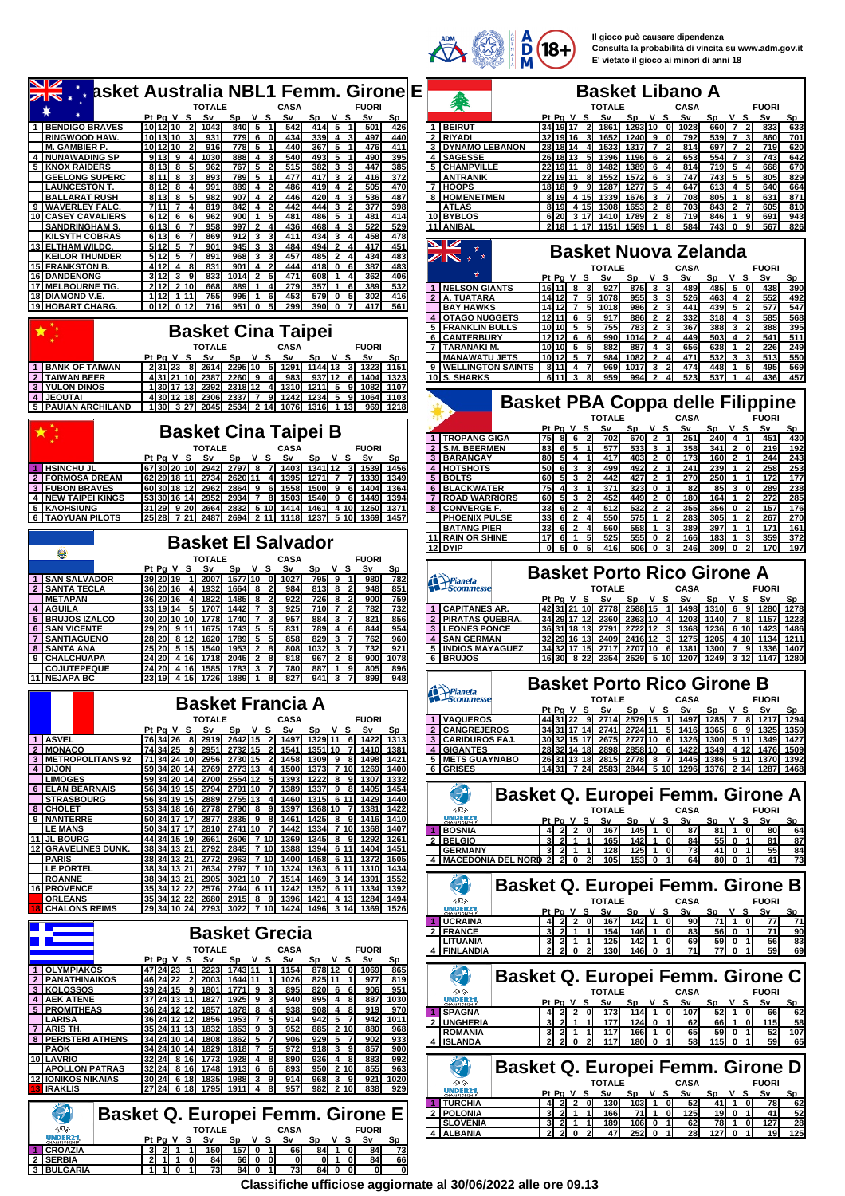Il gioco può causare dipendenza
Consulta la probabilità di vincita su www.adm.gov.it
E' vietato il gioco ai minori di anni 18

## Basket Australia NBL1 Femm. Girone E

| | | TOTALE | | | | | | CASA | | | | FUORI | | | |
|---|---|---|---|---|---|---|---|---|---|---|---|---|---|---|---|
| | | Pt | Pg | V | S | Sv | Sp | V | S | Sv | Sp | V | S | Sv | Sp |
| 1 | BENDIGO BRAVES | 10 | 12 | 10 | 2 | 1043 | 840 | 5 | 1 | 542 | 414 | 5 | 1 | 501 | 426 |
| | RINGWOOD HAW. | 10 | 13 | 10 | 3 | 931 | 779 | 6 | 0 | 434 | 339 | 4 | 3 | 497 | 440 |
| | M. GAMBIER P. | 10 | 12 | 10 | 2 | 916 | 778 | 5 | 1 | 440 | 367 | 5 | 1 | 476 | 411 |
| 4 | NUNAWADING SP | 9 | 13 | 9 | 4 | 1030 | 888 | 4 | 3 | 540 | 493 | 5 | 1 | 490 | 395 |
| 5 | KNOX RAIDERS | 8 | 13 | 8 | 5 | 962 | 767 | 5 | 2 | 515 | 382 | 3 | 3 | 447 | 385 |
| | GEELONG SUPERC | 8 | 11 | 8 | 3 | 893 | 789 | 5 | 1 | 477 | 417 | 3 | 2 | 416 | 372 |
| | LAUNCESTON T. | 8 | 12 | 8 | 4 | 991 | 889 | 4 | 2 | 486 | 419 | 4 | 2 | 505 | 470 |
| | BALLARAT RUSH | 8 | 13 | 8 | 5 | 982 | 907 | 4 | 2 | 446 | 420 | 4 | 3 | 536 | 487 |
| 9 | WAVERLEY FALC. | 7 | 11 | 7 | 4 | 819 | 842 | 4 | 2 | 442 | 444 | 3 | 2 | 377 | 398 |
| 10 | CASEY CAVALIERS | 6 | 12 | 6 | 6 | 962 | 900 | 1 | 5 | 481 | 486 | 5 | 1 | 481 | 414 |
| | SANDRINGHAM S. | 6 | 13 | 6 | 7 | 958 | 997 | 2 | 4 | 436 | 468 | 4 | 3 | 522 | 529 |
| | KILSYTH COBRAS | 6 | 13 | 6 | 7 | 869 | 912 | 3 | 3 | 411 | 434 | 3 | 4 | 458 | 478 |
| 13 | ELTHAM WILDC. | 5 | 12 | 5 | 7 | 901 | 945 | 3 | 3 | 484 | 494 | 2 | 4 | 417 | 451 |
| | KEILOR THUNDER | 5 | 12 | 5 | 7 | 891 | 968 | 3 | 3 | 457 | 485 | 2 | 4 | 434 | 483 |
| 15 | FRANKSTON B. | 4 | 12 | 4 | 8 | 831 | 901 | 4 | 2 | 444 | 418 | 0 | 6 | 387 | 483 |
| 16 | DANDENONG | 3 | 12 | 3 | 9 | 833 | 1014 | 2 | 5 | 471 | 608 | 1 | 4 | 362 | 406 |
| 17 | MELBOURNE TIG. | 2 | 12 | 2 | 10 | 668 | 889 | 1 | 4 | 279 | 357 | 1 | 6 | 389 | 532 |
| 18 | DIAMOND V.E. | 1 | 12 | 1 | 11 | 755 | 995 | 1 | 6 | 453 | 579 | 0 | 5 | 302 | 416 |
| 19 | HOBART CHARG. | 0 | 12 | 0 | 12 | 716 | 951 | 0 | 5 | 299 | 390 | 0 | 7 | 417 | 561 |

## Basket Cina Taipei

| | | TOTALE | | | | | | CASA | | | | FUORI | | | |
|---|---|---|---|---|---|---|---|---|---|---|---|---|---|---|---|
| | | Pt | Pg | V | S | Sv | Sp | V | S | Sv | Sp | V | S | Sv | Sp |
| 1 | BANK OF TAIWAN | 2 | 31 | 23 | 8 | 2614 | 2295 | 10 | 5 | 1291 | 1144 | 13 | 3 | 1323 | 1151 |
| 2 | TAIWAN BEER | 4 | 31 | 21 | 10 | 2387 | 2260 | 9 | 4 | 983 | 937 | 12 | 6 | 1404 | 1323 |
| 3 | YULON DINOS | 1 | 30 | 17 | 13 | 2392 | 2318 | 12 | 4 | 1310 | 1211 | 5 | 9 | 1082 | 1107 |
| 4 | JEOUTAI | 4 | 30 | 12 | 18 | 2306 | 2337 | 7 | 9 | 1242 | 1234 | 5 | 9 | 1064 | 1103 |
| 5 | PAUIAN ARCHILAND | 1 | 30 | 3 | 27 | 2045 | 2534 | 2 | 14 | 1076 | 1316 | 1 | 13 | 969 | 1218 |

## Basket Cina Taipei B

| | | TOTALE | | | | | | CASA | | | | FUORI | | | |
|---|---|---|---|---|---|---|---|---|---|---|---|---|---|---|---|
| | | Pt | Pg | V | S | Sv | Sp | V | S | Sv | Sp | V | S | Sv | Sp |
| 1 | HSINCHU JL | 67 | 30 | 20 | 10 | 2942 | 2797 | 8 | 7 | 1403 | 1341 | 12 | 3 | 1539 | 1456 |
| 2 | FORMOSA DREAM | 62 | 29 | 18 | 11 | 2734 | 2620 | 11 | 4 | 1395 | 1271 | 7 | 7 | 1339 | 1349 |
| 3 | FUBON BRAVES | 60 | 30 | 18 | 12 | 2962 | 2864 | 9 | 6 | 1558 | 1500 | 9 | 6 | 1404 | 1364 |
| 4 | NEW TAIPEI KINGS | 53 | 30 | 16 | 14 | 2952 | 2934 | 7 | 8 | 1503 | 1540 | 9 | 6 | 1449 | 1394 |
| 5 | KAOHSIUNG | 31 | 29 | 9 | 20 | 2664 | 2832 | 5 | 10 | 1414 | 1461 | 4 | 10 | 1250 | 1371 |
| 6 | TAOYUAN PILOTS | 25 | 28 | 7 | 21 | 2487 | 2694 | 2 | 11 | 1118 | 1237 | 5 | 10 | 1369 | 1457 |

## Basket El Salvador

| | | TOTALE | | | | | | CASA | | | | FUORI | | | |
|---|---|---|---|---|---|---|---|---|---|---|---|---|---|---|---|
| | | Pt | Pg | V | S | Sv | Sp | V | S | Sv | Sp | V | S | Sv | Sp |
| 1 | SAN SALVADOR | 39 | 20 | 19 | 1 | 2007 | 1577 | 10 | 0 | 1027 | 795 | 9 | 1 | 980 | 782 |
| 2 | SANTA TECLA | 36 | 20 | 16 | 4 | 1932 | 1664 | 8 | 2 | 984 | 813 | 8 | 2 | 948 | 851 |
| | METAPAN | 36 | 20 | 16 | 4 | 1822 | 1485 | 8 | 2 | 922 | 726 | 8 | 2 | 900 | 759 |
| 4 | AGUILA | 33 | 19 | 14 | 5 | 1707 | 1442 | 7 | 3 | 925 | 710 | 7 | 2 | 782 | 732 |
| 5 | BRUJOS IZALCO | 30 | 20 | 10 | 10 | 1778 | 1740 | 7 | 3 | 957 | 884 | 3 | 7 | 821 | 856 |
| 6 | SAN VICENTE | 29 | 20 | 9 | 11 | 1675 | 1743 | 5 | 5 | 831 | 789 | 4 | 6 | 844 | 954 |
| 7 | SANTIAGUENO | 28 | 20 | 8 | 12 | 1620 | 1789 | 5 | 5 | 858 | 829 | 3 | 7 | 762 | 960 |
| 8 | SANTA ANA | 25 | 20 | 5 | 15 | 1540 | 1953 | 2 | 8 | 808 | 1032 | 3 | 7 | 732 | 921 |
| 9 | CHALCHUAPA | 24 | 20 | 4 | 16 | 1718 | 2045 | 2 | 8 | 818 | 967 | 2 | 8 | 900 | 1078 |
| | COJUTEPEQUE | 24 | 20 | 4 | 16 | 1585 | 1783 | 3 | 7 | 780 | 887 | 1 | 9 | 805 | 896 |
| 11 | NEJAPA BC | 23 | 19 | 4 | 15 | 1726 | 1889 | 1 | 8 | 827 | 941 | 3 | 7 | 899 | 948 |

## Basket Francia A

| | | TOTALE | | | | | | CASA | | | | FUORI | | | |
|---|---|---|---|---|---|---|---|---|---|---|---|---|---|---|---|
| | | Pt | Pg | V | S | Sv | Sp | V | S | Sv | Sp | V | S | Sv | Sp |
| 1 | ASVEL | 76 | 34 | 26 | 8 | 2919 | 2642 | 15 | 2 | 1497 | 1329 | 11 | 6 | 1422 | 1313 |
| 2 | MONACO | 74 | 34 | 25 | 9 | 2951 | 2732 | 15 | 2 | 1541 | 1351 | 10 | 7 | 1410 | 1381 |
| 3 | METROPOLITANS 92 | 71 | 34 | 24 | 10 | 2956 | 2730 | 15 | 2 | 1458 | 1309 | 9 | 8 | 1498 | 1421 |
| 4 | DIJON | 59 | 34 | 20 | 14 | 2769 | 2773 | 13 | 4 | 1500 | 1373 | 7 | 10 | 1269 | 1400 |
| | LIMOGES | 59 | 34 | 20 | 14 | 2700 | 2554 | 12 | 5 | 1393 | 1222 | 8 | 9 | 1307 | 1332 |
| 6 | ELAN BEARNAIS | 56 | 34 | 19 | 15 | 2794 | 2791 | 10 | 7 | 1389 | 1337 | 9 | 8 | 1405 | 1454 |
| | STRASBOURG | 56 | 34 | 19 | 15 | 2889 | 2755 | 13 | 4 | 1460 | 1315 | 6 | 11 | 1429 | 1440 |
| 8 | CHOLET | 53 | 34 | 18 | 16 | 2778 | 2790 | 8 | 9 | 1397 | 1368 | 10 | 7 | 1381 | 1422 |
| 9 | NANTERRE | 50 | 34 | 17 | 17 | 2877 | 2835 | 9 | 8 | 1461 | 1425 | 8 | 9 | 1416 | 1410 |
| | LE MANS | 50 | 34 | 17 | 17 | 2810 | 2741 | 10 | 7 | 1442 | 1334 | 7 | 10 | 1368 | 1407 |
| 11 | JL BOURG | 44 | 34 | 15 | 19 | 2661 | 2606 | 7 | 10 | 1369 | 1345 | 8 | 9 | 1292 | 1261 |
| 12 | GRAVELINES DUNK. | 38 | 34 | 13 | 21 | 2772 | 2845 | 7 | 10 | 1388 | 1394 | 6 | 11 | 1404 | 1451 |
| | PARIS | 38 | 34 | 13 | 21 | 2772 | 2963 | 7 | 10 | 1400 | 1458 | 6 | 11 | 1372 | 1505 |
| | LE PORTEL | 38 | 34 | 13 | 21 | 2634 | 2797 | 7 | 10 | 1324 | 1363 | 6 | 11 | 1310 | 1434 |
| | ROANNE | 38 | 34 | 13 | 21 | 2905 | 3021 | 10 | 7 | 1514 | 1469 | 3 | 14 | 1391 | 1552 |
| 16 | PROVENCE | 35 | 34 | 12 | 22 | 2576 | 2744 | 6 | 11 | 1242 | 1352 | 6 | 11 | 1334 | 1392 |
| | ORLEANS | 35 | 34 | 12 | 22 | 2680 | 2915 | 8 | 9 | 1396 | 1421 | 4 | 13 | 1284 | 1494 |
| 18 | CHALONS REIMS | 29 | 34 | 10 | 24 | 2793 | 3022 | 7 | 10 | 1424 | 1496 | 3 | 14 | 1369 | 1526 |

## Basket Grecia

| | | TOTALE | | | | | | CASA | | | | FUORI | | | |
|---|---|---|---|---|---|---|---|---|---|---|---|---|---|---|---|
| | | Pt | Pg | V | S | Sv | Sp | V | S | Sv | Sp | V | S | Sv | Sp |
| 1 | OLYMPIAKOS | 47 | 24 | 23 | 1 | 2223 | 1743 | 11 | 1 | 1154 | 878 | 12 | 0 | 1069 | 865 |
| 2 | PANATHINAIKOS | 46 | 24 | 22 | 2 | 2003 | 1644 | 11 | 1 | 1026 | 825 | 11 | 1 | 977 | 819 |
| 3 | KOLOSSOS | 39 | 24 | 15 | 9 | 1801 | 1771 | 9 | 3 | 895 | 820 | 6 | 6 | 906 | 951 |
| 4 | AEK ATENE | 37 | 24 | 13 | 11 | 1827 | 1925 | 9 | 3 | 940 | 895 | 4 | 8 | 887 | 1030 |
| 5 | PROMITHEAS | 36 | 24 | 12 | 12 | 1857 | 1878 | 8 | 4 | 938 | 908 | 4 | 8 | 919 | 970 |
| | LARISA | 36 | 24 | 12 | 12 | 1856 | 1953 | 7 | 5 | 914 | 942 | 5 | 7 | 942 | 1011 |
| 7 | ARIS TH. | 35 | 24 | 11 | 13 | 1832 | 1853 | 9 | 3 | 952 | 885 | 2 | 10 | 880 | 968 |
| 8 | PERISTERI ATHENS | 34 | 24 | 10 | 14 | 1808 | 1862 | 5 | 7 | 906 | 929 | 5 | 7 | 902 | 933 |
| | PAOK | 34 | 24 | 10 | 14 | 1829 | 1818 | 7 | 5 | 972 | 918 | 3 | 9 | 857 | 900 |
| 10 | LAVRIO | 32 | 24 | 8 | 16 | 1773 | 1928 | 4 | 8 | 890 | 936 | 4 | 8 | 883 | 992 |
| | APOLLON PATRAS | 32 | 24 | 8 | 16 | 1748 | 1913 | 6 | 6 | 893 | 950 | 2 | 10 | 855 | 963 |
| 12 | IONIKOS NIKAIAS | 30 | 24 | 6 | 18 | 1835 | 1988 | 3 | 9 | 914 | 968 | 3 | 9 | 921 | 1020 |
| 13 | IRAKLIS | 27 | 24 | 6 | 18 | 1795 | 1911 | 4 | 8 | 957 | 982 | 2 | 10 | 838 | 929 |

## Basket Q. Europei Femm. Girone E

| | | TOTALE | | | | | | CASA | | | | FUORI | | | |
|---|---|---|---|---|---|---|---|---|---|---|---|---|---|---|---|
| | | Pt | Pg | V | S | Sv | Sp | V | S | Sv | Sp | V | S | Sv | Sp |
| 1 | CROAZIA | 3 | 2 | 1 | 1 | 150 | 157 | 0 | 1 | 66 | 84 | 1 | 0 | 84 | 73 |
| 2 | SERBIA | 2 | 1 | 1 | 0 | 84 | 66 | 0 | 0 | 0 | 0 | 1 | 0 | 84 | 66 |
| 3 | BULGARIA | 1 | 1 | 0 | 1 | 73 | 84 | 0 | 1 | 73 | 84 | 0 | 0 | 0 | 0 |

## Basket Libano A

| | | TOTALE | | | | | | CASA | | | | FUORI | | | |
|---|---|---|---|---|---|---|---|---|---|---|---|---|---|---|---|
| | | Pt | Pg | V | S | Sv | Sp | V | S | Sv | Sp | V | S | Sv | Sp |
| 1 | BEIRUT | 34 | 19 | 17 | 2 | 1861 | 1293 | 10 | 0 | 1028 | 660 | 7 | 2 | 833 | 633 |
| 2 | RIYADI | 32 | 19 | 16 | 3 | 1652 | 1240 | 9 | 0 | 792 | 539 | 7 | 3 | 860 | 701 |
| 3 | DYNAMO LEBANON | 28 | 18 | 14 | 4 | 1533 | 1317 | 7 | 2 | 814 | 697 | 7 | 2 | 719 | 620 |
| 4 | SAGESSE | 26 | 18 | 13 | 5 | 1396 | 1196 | 6 | 2 | 653 | 554 | 7 | 3 | 743 | 642 |
| 5 | CHAMPVILLE | 22 | 19 | 11 | 8 | 1482 | 1389 | 6 | 4 | 814 | 719 | 5 | 4 | 668 | 670 |
| | ANTRANIK | 22 | 19 | 11 | 8 | 1552 | 1572 | 6 | 3 | 747 | 743 | 5 | 5 | 805 | 829 |
| 7 | HOOPS | 18 | 18 | 9 | 9 | 1287 | 1277 | 5 | 4 | 647 | 613 | 4 | 5 | 640 | 664 |
| 8 | HOMENETMEN | 8 | 19 | 4 | 15 | 1339 | 1676 | 3 | 7 | 708 | 805 | 1 | 8 | 631 | 871 |
| | ATLAS | 8 | 19 | 4 | 15 | 1308 | 1653 | 2 | 8 | 703 | 843 | 2 | 7 | 605 | 810 |
| 10 | BYBLOS | 6 | 20 | 3 | 17 | 1410 | 1789 | 2 | 8 | 719 | 846 | 1 | 9 | 691 | 943 |
| 11 | ANIBAL | 2 | 18 | 1 | 17 | 1151 | 1569 | 1 | 8 | 584 | 743 | 0 | 9 | 567 | 826 |

## Basket Nuova Zelanda

| | | TOTALE | | | | | | CASA | | | | FUORI | | | |
|---|---|---|---|---|---|---|---|---|---|---|---|---|---|---|---|
| | | Pt | Pg | V | S | Sv | Sp | V | S | Sv | Sp | V | S | Sv | Sp |
| 1 | NELSON GIANTS | 16 | 11 | 8 | 3 | 927 | 875 | 3 | 3 | 489 | 485 | 5 | 0 | 438 | 390 |
| 2 | A. TUATARA | 14 | 12 | 7 | 5 | 1078 | 955 | 3 | 3 | 526 | 463 | 4 | 2 | 552 | 492 |
| | BAY HAWKS | 14 | 12 | 7 | 5 | 1018 | 986 | 2 | 3 | 441 | 439 | 5 | 2 | 577 | 547 |
| 4 | OTAGO NUGGETS | 12 | 11 | 6 | 5 | 917 | 886 | 2 | 2 | 332 | 318 | 4 | 3 | 585 | 568 |
| 5 | FRANKLIN BULLS | 10 | 10 | 5 | 5 | 755 | 783 | 2 | 3 | 367 | 388 | 3 | 2 | 388 | 395 |
| 6 | CANTERBURY | 12 | 12 | 6 | 6 | 990 | 1014 | 2 | 4 | 449 | 503 | 4 | 2 | 541 | 511 |
| 7 | TARANAKI M. | 10 | 10 | 5 | 5 | 882 | 887 | 4 | 3 | 656 | 638 | 1 | 2 | 226 | 249 |
| | MANAWATU JETS | 10 | 12 | 5 | 7 | 984 | 1082 | 2 | 4 | 471 | 532 | 3 | 3 | 513 | 550 |
| 9 | WELLINGTON SAINTS | 8 | 11 | 4 | 7 | 969 | 1017 | 3 | 2 | 474 | 448 | 1 | 5 | 495 | 569 |
| 10 | S. SHARKS | 6 | 11 | 3 | 8 | 959 | 994 | 2 | 4 | 523 | 537 | 1 | 4 | 436 | 457 |

## Basket PBA Coppa delle Filippine

| | | TOTALE | | | | | | CASA | | | | FUORI | | | |
|---|---|---|---|---|---|---|---|---|---|---|---|---|---|---|---|
| | | Pt | Pg | V | S | Sv | Sp | V | S | Sv | Sp | V | S | Sv | Sp |
| 1 | TROPANG GIGA | 75 | 8 | 6 | 2 | 702 | 670 | 2 | 1 | 251 | 240 | 4 | 1 | 451 | 430 |
| 2 | S.M. BEERMEN | 83 | 6 | 5 | 1 | 577 | 533 | 3 | 1 | 358 | 341 | 2 | 0 | 219 | 192 |
| 3 | BARANGAY | 80 | 5 | 4 | 1 | 417 | 403 | 2 | 0 | 173 | 160 | 2 | 1 | 244 | 243 |
| 4 | HOTSHOTS | 50 | 6 | 3 | 3 | 499 | 492 | 2 | 1 | 241 | 239 | 1 | 2 | 258 | 253 |
| 5 | BOLTS | 60 | 5 | 3 | 2 | 442 | 427 | 2 | 1 | 270 | 250 | 1 | 1 | 172 | 177 |
| 6 | BLACKWATER | 75 | 4 | 3 | 1 | 371 | 323 | 0 | 1 | 82 | 85 | 3 | 0 | 289 | 238 |
| 7 | ROAD WARRIORS | 60 | 5 | 3 | 2 | 452 | 449 | 2 | 0 | 180 | 164 | 1 | 2 | 272 | 285 |
| 8 | CONVERGE F. | 33 | 6 | 2 | 4 | 512 | 532 | 2 | 2 | 355 | 356 | 0 | 2 | 157 | 176 |
| | PHOENIX PULSE | 33 | 6 | 2 | 4 | 550 | 575 | 1 | 2 | 283 | 305 | 1 | 2 | 267 | 270 |
| | BATANG PIER | 33 | 6 | 2 | 4 | 560 | 558 | 1 | 3 | 389 | 397 | 1 | 1 | 171 | 161 |
| 11 | RAIN OR SHINE | 17 | 6 | 1 | 5 | 525 | 555 | 0 | 2 | 166 | 183 | 1 | 3 | 359 | 372 |
| 12 | DYIP | 0 | 5 | 0 | 5 | 416 | 506 | 0 | 3 | 246 | 309 | 0 | 2 | 170 | 197 |

## Basket Porto Rico Girone A

| | | TOTALE | | | | | | CASA | | | | FUORI | | | |
|---|---|---|---|---|---|---|---|---|---|---|---|---|---|---|---|
| | | Pt | Pg | V | S | Sv | Sp | V | S | Sv | Sp | V | S | Sv | Sp |
| 1 | CAPITANES AR. | 42 | 31 | 21 | 10 | 2778 | 2588 | 15 | 1 | 1498 | 1310 | 6 | 9 | 1280 | 1278 |
| 2 | PIRATAS QUEBRA. | 34 | 29 | 17 | 12 | 2360 | 2363 | 10 | 4 | 1203 | 1140 | 7 | 8 | 1157 | 1223 |
| 3 | LEONES PONCE | 36 | 31 | 18 | 13 | 2791 | 2722 | 12 | 3 | 1368 | 1236 | 6 | 10 | 1423 | 1486 |
| 4 | SAN GERMAN | 32 | 29 | 16 | 13 | 2409 | 2416 | 12 | 3 | 1275 | 1205 | 4 | 10 | 1134 | 1211 |
| 5 | INDIOS MAYAGUEZ | 34 | 32 | 17 | 15 | 2717 | 2707 | 10 | 6 | 1381 | 1300 | 7 | 9 | 1336 | 1407 |
| 6 | BRUJOS | 16 | 30 | 8 | 22 | 2354 | 2529 | 5 | 10 | 1207 | 1249 | 3 | 12 | 1147 | 1280 |

## Basket Porto Rico Girone B

| | | TOTALE | | | | | | CASA | | | | FUORI | | | |
|---|---|---|---|---|---|---|---|---|---|---|---|---|---|---|---|
| | | Pt | Pg | V | S | Sv | Sp | V | S | Sv | Sp | V | S | Sv | Sp |
| 1 | VAQUEROS | 44 | 31 | 22 | 9 | 2714 | 2579 | 15 | 1 | 1497 | 1285 | 7 | 8 | 1217 | 1294 |
| 2 | CANGREJEROS | 34 | 31 | 17 | 14 | 2741 | 2724 | 11 | 5 | 1416 | 1365 | 6 | 9 | 1325 | 1359 |
| 3 | CARIDUROS FAJ. | 30 | 32 | 15 | 17 | 2675 | 2727 | 10 | 6 | 1326 | 1300 | 5 | 11 | 1349 | 1427 |
| 4 | GIGANTES | 28 | 32 | 14 | 18 | 2898 | 2858 | 10 | 6 | 1422 | 1349 | 4 | 12 | 1476 | 1509 |
| 5 | METS GUAYNABO | 26 | 31 | 13 | 18 | 2815 | 2778 | 8 | 7 | 1445 | 1386 | 5 | 11 | 1370 | 1392 |
| 6 | GRISES | 14 | 31 | 7 | 24 | 2583 | 2844 | 5 | 10 | 1296 | 1376 | 2 | 14 | 1287 | 1468 |

## Basket Q. Europei Femm. Girone A

| | | TOTALE | | | | | | CASA | | | | FUORI | | | |
|---|---|---|---|---|---|---|---|---|---|---|---|---|---|---|---|
| | | Pt | Pg | V | S | Sv | Sp | V | S | Sv | Sp | V | S | Sv | Sp |
| 1 | BOSNIA | 4 | 2 | 2 | 0 | 167 | 145 | 1 | 0 | 87 | 81 | 1 | 0 | 80 | 64 |
| 2 | BELGIO | 3 | 2 | 1 | 1 | 165 | 142 | 1 | 0 | 84 | 55 | 0 | 1 | 81 | 87 |
| | GERMANY | 3 | 2 | 1 | 1 | 128 | 125 | 1 | 0 | 73 | 41 | 0 | 1 | 55 | 84 |
| 4 | MACEDONIA DEL NORD | 2 | 2 | 0 | 2 | 105 | 153 | 0 | 1 | 64 | 80 | 0 | 1 | 41 | 73 |

## Basket Q. Europei Femm. Girone B

| | | TOTALE | | | | | | CASA | | | | FUORI | | | |
|---|---|---|---|---|---|---|---|---|---|---|---|---|---|---|---|
| | | Pt | Pg | V | S | Sv | Sp | V | S | Sv | Sp | V | S | Sv | Sp |
| 1 | UCRAINA | 4 | 2 | 2 | 0 | 167 | 142 | 1 | 0 | 90 | 71 | 1 | 0 | 77 | 71 |
| 2 | FRANCE | 3 | 2 | 1 | 1 | 154 | 146 | 1 | 0 | 83 | 56 | 0 | 1 | 71 | 90 |
| | LITUANIA | 3 | 2 | 1 | 1 | 125 | 142 | 1 | 0 | 69 | 59 | 0 | 1 | 56 | 83 |
| 4 | FINLANDIA | 2 | 2 | 0 | 2 | 130 | 146 | 0 | 1 | 71 | 77 | 0 | 1 | 59 | 69 |

## Basket Q. Europei Femm. Girone C

| | | TOTALE | | | | | | CASA | | | | FUORI | | | |
|---|---|---|---|---|---|---|---|---|---|---|---|---|---|---|---|
| | | Pt | Pg | V | S | Sv | Sp | V | S | Sv | Sp | V | S | Sv | Sp |
| 1 | SPAGNA | 4 | 2 | 2 | 0 | 173 | 114 | 1 | 0 | 107 | 52 | 1 | 0 | 66 | 62 |
| 2 | UNGHERIA | 3 | 2 | 1 | 1 | 177 | 124 | 0 | 1 | 62 | 66 | 1 | 0 | 115 | 58 |
| | ROMANIA | 3 | 2 | 1 | 1 | 117 | 166 | 1 | 0 | 65 | 59 | 0 | 1 | 52 | 107 |
| 4 | ISLANDA | 2 | 2 | 0 | 2 | 117 | 180 | 0 | 1 | 58 | 115 | 0 | 1 | 59 | 65 |

## Basket Q. Europei Femm. Girone D

| | | TOTALE | | | | | | CASA | | | | FUORI | | | |
|---|---|---|---|---|---|---|---|---|---|---|---|---|---|---|---|
| | | Pt | Pg | V | S | Sv | Sp | V | S | Sv | Sp | V | S | Sv | Sp |
| 1 | TURCHIA | 4 | 2 | 2 | 0 | 130 | 103 | 1 | 0 | 52 | 41 | 1 | 0 | 78 | 62 |
| 2 | POLONIA | 3 | 2 | 1 | 1 | 166 | 71 | 1 | 0 | 125 | 19 | 0 | 1 | 41 | 52 |
| | SLOVENIA | 3 | 2 | 1 | 1 | 189 | 106 | 0 | 1 | 62 | 78 | 1 | 0 | 127 | 28 |
| 4 | ALBANIA | 2 | 2 | 0 | 2 | 47 | 252 | 0 | 1 | 28 | 127 | 0 | 1 | 19 | 125 |

**Classifiche ufficiose aggiornate al 30/06/2022 alle ore 09.13**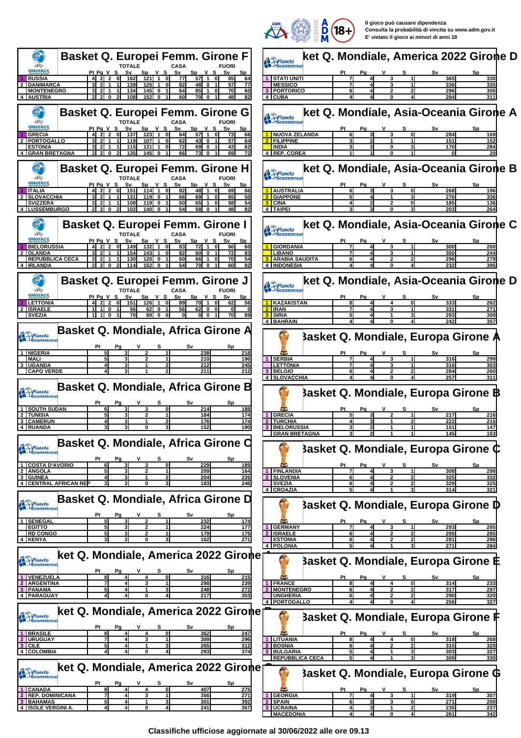Il gioco può causare dipendenza
Consulta la probabilità di vincita su www.adm.gov.it
E' vietato il gioco ai minori di anni 18

## Basket Q. Europei Femm. Girone F

| | | TOTALE | | | | | CASA | | | | | FUORI | | | | |
|---|---|---|---|---|---|---|---|---|---|---|---|---|---|---|---|---|
| | | Pt | Pg | V | S | Sv | Sp | V | S | Sv | Sp | V | S | Sv | Sp |
| 1 | RUSSIA | 4 | 2 | 2 | 0 | 162 | 121 | 1 | 0 | 77 | 57 | 1 | 0 | 85 | 64 |
| 2 | DANIMARCA | 3 | 2 | 1 | 1 | 139 | 125 | 1 | 1 | 82 | 48 | 0 | 1 | 57 | 77 |
| | MONTENEGRO | 3 | 2 | 1 | 1 | 134 | 145 | 0 | 1 | 64 | 85 | 1 | 0 | 70 | 60 |
| 4 | AUSTRIA | 2 | 2 | 0 | 2 | 108 | 152 | 0 | 1 | 60 | 70 | 0 | 1 | 48 | 82 |

## Basket Q. Europei Femm. Girone G

| | | Pt | Pg | V | S | Sv | Sp | V | S | Sv | Sp | V | S | Sv | Sp |
|---|---|---|---|---|---|---|---|---|---|---|---|---|---|---|---|
| 1 | GRECIA | 4 | 2 | 2 | 0 | 137 | 123 | 1 | 0 | 64 | 57 | 1 | 0 | 73 | 66 |
| 2 | PORTOGALLO | 3 | 2 | 1 | 1 | 119 | 107 | 1 | 0 | 62 | 43 | 0 | 1 | 57 | 64 |
| | ESTONIA | 3 | 2 | 1 | 1 | 115 | 131 | 1 | 0 | 72 | 69 | 0 | 1 | 43 | 62 |
| 4 | GRAN BRETAGNA | 2 | 2 | 0 | 2 | 135 | 145 | 0 | 1 | 66 | 73 | 0 | 1 | 69 | 72 |

## Basket Q. Europei Femm. Girone H

| | | Pt | Pg | V | S | Sv | Sp | V | S | Sv | Sp | V | S | Sv | Sp |
|---|---|---|---|---|---|---|---|---|---|---|---|---|---|---|---|
| 1 | ITALIA | 4 | 2 | 2 | 0 | 151 | 114 | 1 | 0 | 82 | 48 | 1 | 0 | 69 | 66 |
| 2 | SLOVACCHIA | 3 | 2 | 1 | 1 | 131 | 119 | 0 | 1 | 66 | 69 | 1 | 0 | 65 | 50 |
| | SVIZZERA | 3 | 2 | 1 | 1 | 108 | 119 | 0 | 1 | 50 | 65 | 1 | 0 | 58 | 54 |
| 4 | LUSSEMBURGO | 2 | 2 | 0 | 2 | 102 | 140 | 0 | 1 | 54 | 58 | 0 | 1 | 48 | 82 |

## Basket Q. Europei Femm. Girone I

| | | Pt | Pg | V | S | Sv | Sp | V | S | Sv | Sp | V | S | Sv | Sp |
|---|---|---|---|---|---|---|---|---|---|---|---|---|---|---|---|
| 1 | BIELORUSSIA | 4 | 2 | 2 | 0 | 149 | 132 | 1 | 0 | 83 | 72 | 1 | 0 | 66 | 60 |
| 2 | OLANDA | 3 | 2 | 1 | 1 | 154 | 143 | 1 | 0 | 82 | 60 | 0 | 1 | 72 | 83 |
| | REPUBBLICA CECA | 3 | 2 | 1 | 1 | 130 | 120 | 0 | 1 | 60 | 66 | 1 | 0 | 70 | 54 |
| 4 | IRLANDA | 2 | 2 | 0 | 2 | 114 | 152 | 0 | 1 | 54 | 70 | 0 | 1 | 60 | 82 |

## Basket Q. Europei Femm. Girone J

| | | Pt | Pg | V | S | Sv | Sp | V | S | Sv | Sp | V | S | Sv | Sp |
|---|---|---|---|---|---|---|---|---|---|---|---|---|---|---|---|
| 1 | LETTONIA | 4 | 2 | 2 | 0 | 151 | 126 | 1 | 0 | 89 | 70 | 1 | 0 | 62 | 56 |
| 2 | ISRAELE | 1 | 1 | 0 | 1 | 56 | 62 | 0 | 0 | 0 | 0 | 0 | 1 | 56 | 62 |
| | SVEZIA | 1 | 1 | 0 | 1 | 70 | 89 | 0 | 0 | 0 | 0 | 0 | 1 | 70 | 89 |

## Basket Q. Mondiale, Africa Girone A

| | | Pt | Pg | V | S | Sv | Sp |
|---|---|---|---|---|---|---|---|
| 1 | NIGERIA | 5 | 3 | 2 | 1 | 238 | 218 |
| | MALI | 5 | 3 | 2 | 1 | 210 | 196 |
| 3 | UGANDA | 4 | 3 | 1 | 2 | 212 | 245 |
| | CAPO VERDE | 4 | 3 | 1 | 2 | 211 | 212 |

## Basket Q. Mondiale, Africa Girone B

| | | Pt | Pg | V | S | Sv | Sp |
|---|---|---|---|---|---|---|---|
| 1 | SOUTH SUDAN | 6 | 3 | 3 | 0 | 214 | 188 |
| 2 | TUNISIA | 5 | 3 | 2 | 1 | 184 | 174 |
| 3 | CAMERUN | 4 | 3 | 1 | 2 | 176 | 174 |
| 4 | RUANDA | 3 | 3 | 0 | 3 | 152 | 190 |

## Basket Q. Mondiale, Africa Girone C

| | | Pt | Pg | V | S | Sv | Sp |
|---|---|---|---|---|---|---|---|
| 1 | COSTA D'AVORIO | 6 | 3 | 3 | 0 | 229 | 189 |
| 2 | ANGOLA | 5 | 3 | 2 | 1 | 209 | 164 |
| 3 | GUINEA | 4 | 3 | 1 | 2 | 204 | 226 |
| 4 | CENTRAL AFRICAN REP | 3 | 3 | 0 | 3 | 183 | 246 |

## Basket Q. Mondiale, Africa Girone D

| | | Pt | Pg | V | S | Sv | Sp |
|---|---|---|---|---|---|---|---|
| 1 | SENEGAL | 5 | 3 | 2 | 1 | 232 | 174 |
| | EGITTO | 5 | 3 | 2 | 1 | 224 | 177 |
| | RD CONGO | 5 | 3 | 2 | 1 | 179 | 175 |
| 4 | KENYA | 3 | 3 | 0 | 3 | 162 | 271 |

## Basket Q. Mondiale, America 2022 Girone A

| | | Pt | Pg | V | S | Sv | Sp |
|---|---|---|---|---|---|---|---|
| 1 | VENEZUELA | 8 | 4 | 4 | 0 | 316 | 215 |
| 2 | ARGENTINA | 7 | 4 | 3 | 1 | 298 | 239 |
| 3 | PANAMA | 5 | 4 | 1 | 3 | 248 | 272 |
| 4 | PARAGUAY | 4 | 4 | 0 | 4 | 217 | 353 |

## Basket Q. Mondiale, America 2022 Girone B

| | | Pt | Pg | V | S | Sv | Sp |
|---|---|---|---|---|---|---|---|
| 1 | BRASILE | 8 | 4 | 4 | 0 | 362 | 247 |
| 2 | URUGUAY | 7 | 4 | 3 | 1 | 309 | 296 |
| 3 | CILE | 5 | 4 | 1 | 3 | 265 | 312 |
| 4 | COLOMBIA | 4 | 4 | 0 | 4 | 293 | 374 |

## Basket Q. Mondiale, America 2022 Girone C

| | | Pt | Pg | V | S | Sv | Sp |
|---|---|---|---|---|---|---|---|
| 1 | CANADA | 8 | 4 | 4 | 0 | 407 | 275 |
| 2 | REP. DOMINICANA | 7 | 4 | 3 | 1 | 356 | 271 |
| 3 | BAHAMAS | 5 | 4 | 1 | 3 | 301 | 392 |
| 4 | ISOLE VERGINI A. | 4 | 4 | 0 | 4 | 241 | 367 |

## Basket Q. Mondiale, America 2022 Girone D

| | | Pt | Pg | V | S | Sv | Sp |
|---|---|---|---|---|---|---|---|
| 1 | STATI UNITI | 7 | 4 | 3 | 1 | 365 | 330 |
| | MESSICO | 7 | 4 | 3 | 1 | 336 | 335 |
| 3 | PORTORICO | 6 | 4 | 2 | 2 | 296 | 305 |
| 4 | CUBA | 4 | 4 | 0 | 4 | 284 | 311 |

## Basket Q. Mondiale, Asia-Oceania Girone A

| | | Pt | Pg | V | S | Sv | Sp |
|---|---|---|---|---|---|---|---|
| 1 | NUOVA ZELANDA | 6 | 3 | 3 | 0 | 284 | 169 |
| 2 | FILIPPINE | 3 | 2 | 1 | 1 | 151 | 152 |
| | INDIA | 3 | 3 | 0 | 3 | 170 | 284 |
| 4 | REP. COREA | 1 | 1 | 0 | 1 | 0 | 20 |

## Basket Q. Mondiale, Asia-Oceania Girone B

| | | Pt | Pg | V | S | Sv | Sp |
|---|---|---|---|---|---|---|---|
| 1 | AUSTRALIA | 6 | 3 | 3 | 0 | 268 | 196 |
| 2 | GIAPPONE | 5 | 4 | 1 | 3 | 276 | 336 |
| 3 | CINA | 4 | 2 | 2 | 0 | 185 | 136 |
| 4 | TAIPEI | 3 | 3 | 0 | 3 | 203 | 264 |

## Basket Q. Mondiale, Asia-Oceania Girone C

| | | Pt | Pg | V | S | Sv | Sp |
|---|---|---|---|---|---|---|---|
| 1 | GIORDANIA | 7 | 4 | 3 | 1 | 300 | 260 |
| | LIBANO | 7 | 4 | 3 | 1 | 350 | 244 |
| 3 | ARABIA SAUDITA | 6 | 4 | 2 | 2 | 296 | 279 |
| 4 | INDONESIA | 4 | 4 | 0 | 4 | 232 | 395 |

## Basket Q. Mondiale, Asia-Oceania Girone D

| | | Pt | Pg | V | S | Sv | Sp |
|---|---|---|---|---|---|---|---|
| 1 | KAZAKISTAN | 8 | 4 | 4 | 0 | 333 | 262 |
| 2 | IRAN | 7 | 4 | 3 | 1 | 331 | 271 |
| 3 | SIRIA | 5 | 4 | 1 | 3 | 293 | 309 |
| 4 | BAHRAIN | 4 | 4 | 0 | 4 | 242 | 357 |

## Basket Q. Mondiale, Europa Girone A

| | | Pt | Pg | V | S | Sv | Sp |
|---|---|---|---|---|---|---|---|
| 1 | SERBIA | 7 | 4 | 3 | 1 | 316 | 299 |
| | LETTONIA | 7 | 4 | 3 | 1 | 316 | 303 |
| 3 | BELGIO | 6 | 4 | 2 | 2 | 284 | 260 |
| 4 | SLOVACCHIA | 4 | 4 | 0 | 4 | 257 | 311 |

## Basket Q. Mondiale, Europa Girone B

| | | Pt | Pg | V | S | Sv | Sp |
|---|---|---|---|---|---|---|---|
| 1 | GRECIA | 5 | 3 | 2 | 1 | 217 | 216 |
| 2 | TURCHIA | 4 | 3 | 1 | 2 | 222 | 215 |
| 3 | BIELORUSSIA | 3 | 2 | 1 | 1 | 151 | 147 |
| | GRAN BRETAGNA | 3 | 2 | 1 | 1 | 145 | 153 |

## Basket Q. Mondiale, Europa Girone C

| | | Pt | Pg | V | S | Sv | Sp |
|---|---|---|---|---|---|---|---|
| 1 | FINLANDIA | 7 | 4 | 3 | 1 | 308 | 298 |
| 2 | SLOVENIA | 6 | 4 | 2 | 2 | 325 | 332 |
| | SVEZIA | 6 | 4 | 2 | 2 | 329 | 325 |
| 4 | CROAZIA | 5 | 4 | 1 | 3 | 314 | 321 |

## Basket Q. Mondiale, Europa Girone D

| | | Pt | Pg | V | S | Sv | Sp |
|---|---|---|---|---|---|---|---|
| 1 | GERMANY | 7 | 4 | 3 | 1 | 293 | 285 |
| 2 | ISRAELE | 6 | 4 | 2 | 2 | 295 | 285 |
| | ESTONIA | 6 | 4 | 2 | 2 | 281 | 286 |
| 4 | POLONIA | 5 | 4 | 1 | 3 | 271 | 284 |

## Basket Q. Mondiale, Europa Girone E

| | | Pt | Pg | V | S | Sv | Sp |
|---|---|---|---|---|---|---|---|
| 1 | FRANCE | 8 | 4 | 4 | 0 | 314 | 233 |
| 2 | MONTENEGRO | 6 | 4 | 2 | 2 | 317 | 297 |
| | UNGHERIA | 6 | 4 | 2 | 2 | 290 | 320 |
| 4 | PORTOGALLO | 4 | 4 | 0 | 4 | 256 | 327 |

## Basket Q. Mondiale, Europa Girone F

| | | Pt | Pg | V | S | Sv | Sp |
|---|---|---|---|---|---|---|---|
| 1 | LITUANIA | 8 | 4 | 4 | 0 | 318 | 268 |
| 2 | BOSNIA | 6 | 4 | 2 | 2 | 315 | 320 |
| 3 | BULGARIA | 5 | 4 | 1 | 3 | 303 | 327 |
| | REPUBBLICA CECA | 5 | 4 | 1 | 3 | 309 | 330 |

## Basket Q. Mondiale, Europa Girone G

| | | Pt | Pg | V | S | Sv | Sp |
|---|---|---|---|---|---|---|---|
| 1 | GEORGIA | 7 | 4 | 3 | 1 | 319 | 307 |
| 2 | SPAIN | 6 | 3 | 3 | 0 | 271 | 200 |
| 3 | UCRAINA | 4 | 3 | 1 | 2 | 235 | 237 |
| | MACEDONIA | 4 | 4 | 0 | 4 | 261 | 342 |

Classifiche ufficiose aggiornate al 30/06/2022 alle ore 09.13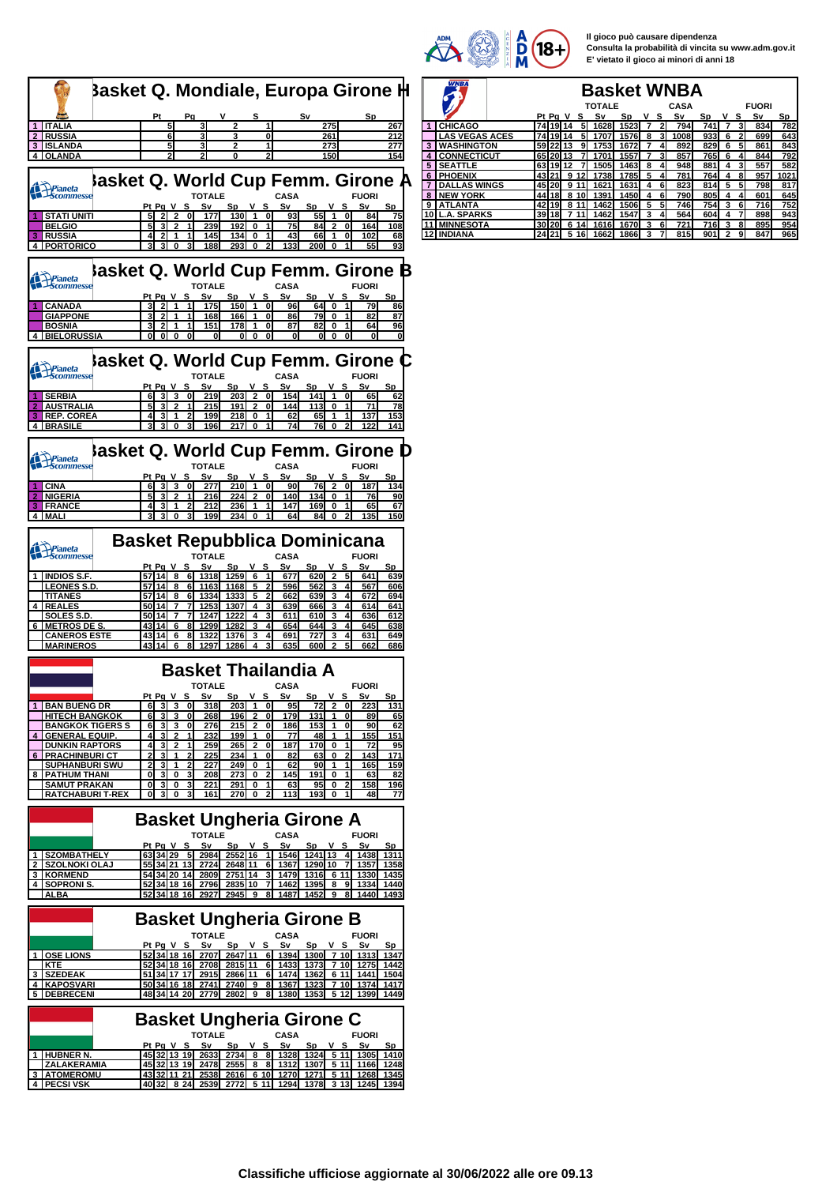Il gioco può causare dipendenza
Consulta la probabilità di vincita su www.adm.gov.it
E' vietato il gioco ai minori di anni 18

## Basket Q. Mondiale, Europa Girone H

| | | Pt | Pg | V | S | Sv | Sp |
|---|---|---|---|---|---|---|---|
| 1 | ITALIA | 5 | 3 | 2 | 1 | 275 | 267 |
| 2 | RUSSIA | 6 | 3 | 3 | 0 | 261 | 212 |
| 3 | ISLANDA | 5 | 3 | 2 | 1 | 273 | 277 |
| 4 | OLANDA | 2 | 2 | 0 | 2 | 150 | 154 |

## Basket Q. World Cup Femm. Girone A

| | | Pt | Pg | V | S | TOTALE Sv | Sp | CASA V | S | Sv | Sp | FUORI V | S | Sv | Sp |
|---|---|---|---|---|---|---|---|---|---|---|---|---|---|---|---|
| 1 | STATI UNITI | 5 | 2 | 2 | 0 | 177 | 130 | 1 | 0 | 93 | 55 | 1 | 0 | 84 | 75 |
| 2 | BELGIO | 5 | 3 | 2 | 1 | 239 | 192 | 0 | 1 | 75 | 84 | 2 | 0 | 164 | 108 |
| 3 | RUSSIA | 4 | 2 | 1 | 1 | 145 | 134 | 0 | 1 | 43 | 66 | 1 | 0 | 102 | 68 |
| 4 | PORTORICO | 3 | 3 | 0 | 3 | 188 | 293 | 0 | 2 | 133 | 200 | 0 | 1 | 55 | 93 |

## Basket Q. World Cup Femm. Girone B

| | | Pt | Pg | V | S | TOTALE Sv | Sp | CASA V | S | Sv | Sp | FUORI V | S | Sv | Sp |
|---|---|---|---|---|---|---|---|---|---|---|---|---|---|---|---|
| 1 | CANADA | 3 | 2 | 1 | 1 | 175 | 150 | 1 | 0 | 96 | 64 | 0 | 1 | 79 | 86 |
| | GIAPPONE | 3 | 2 | 1 | 1 | 168 | 166 | 1 | 0 | 86 | 79 | 0 | 1 | 82 | 87 |
| | BOSNIA | 3 | 2 | 1 | 1 | 151 | 178 | 1 | 0 | 87 | 82 | 0 | 1 | 64 | 96 |
| 4 | BIELORUSSIA | 0 | 0 | 0 | 0 | 0 | 0 | 0 | 0 | 0 | 0 | 0 | 0 | 0 | 0 |

## Basket Q. World Cup Femm. Girone C

| | | Pt | Pg | V | S | TOTALE Sv | Sp | CASA V | S | Sv | Sp | FUORI V | S | Sv | Sp |
|---|---|---|---|---|---|---|---|---|---|---|---|---|---|---|---|
| 1 | SERBIA | 6 | 3 | 3 | 0 | 219 | 203 | 2 | 0 | 154 | 141 | 1 | 0 | 65 | 62 |
| 2 | AUSTRALIA | 5 | 3 | 2 | 1 | 215 | 191 | 2 | 0 | 144 | 113 | 0 | 1 | 71 | 78 |
| 3 | REP. COREA | 4 | 3 | 1 | 2 | 199 | 218 | 0 | 1 | 62 | 65 | 1 | 1 | 137 | 153 |
| 4 | BRASILE | 3 | 3 | 0 | 3 | 196 | 217 | 0 | 1 | 74 | 76 | 0 | 2 | 122 | 141 |

## Basket Q. World Cup Femm. Girone D

| | | Pt | Pg | V | S | TOTALE Sv | Sp | CASA V | S | Sv | Sp | FUORI V | S | Sv | Sp |
|---|---|---|---|---|---|---|---|---|---|---|---|---|---|---|---|
| 1 | CINA | 6 | 3 | 3 | 0 | 277 | 210 | 1 | 0 | 90 | 76 | 2 | 0 | 187 | 134 |
| 2 | NIGERIA | 5 | 3 | 2 | 1 | 216 | 224 | 2 | 0 | 140 | 134 | 0 | 1 | 76 | 90 |
| 3 | FRANCE | 4 | 3 | 1 | 2 | 212 | 236 | 1 | 1 | 147 | 169 | 0 | 1 | 65 | 67 |
| 4 | MALI | 3 | 3 | 0 | 3 | 199 | 234 | 0 | 1 | 64 | 84 | 0 | 2 | 135 | 150 |

## Basket Repubblica Dominicana

| | | Pt | Pg | V | S | TOTALE Sv | Sp | CASA V | S | Sv | Sp | FUORI V | S | Sv | Sp |
|---|---|---|---|---|---|---|---|---|---|---|---|---|---|---|---|
| 1 | INDIOS S.F. | 57 | 14 | 8 | 6 | 1318 | 1259 | 6 | 1 | 677 | 620 | 2 | 5 | 641 | 639 |
| | LEONES S.D. | 57 | 14 | 8 | 6 | 1163 | 1168 | 5 | 2 | 596 | 562 | 3 | 4 | 567 | 606 |
| | TITANES | 57 | 14 | 8 | 6 | 1334 | 1333 | 5 | 2 | 662 | 639 | 3 | 4 | 672 | 694 |
| 4 | REALES | 50 | 14 | 7 | 7 | 1253 | 1307 | 4 | 3 | 639 | 666 | 3 | 4 | 614 | 641 |
| | SOLES S.D. | 50 | 14 | 7 | 7 | 1247 | 1222 | 4 | 3 | 611 | 610 | 3 | 4 | 636 | 612 |
| 6 | METROS DE S. | 43 | 14 | 6 | 8 | 1299 | 1282 | 3 | 4 | 654 | 644 | 3 | 4 | 645 | 638 |
| | CANEROS ESTE | 43 | 14 | 6 | 8 | 1322 | 1376 | 3 | 4 | 691 | 727 | 3 | 4 | 631 | 649 |
| | MARINEROS | 43 | 14 | 6 | 8 | 1297 | 1286 | 4 | 3 | 635 | 600 | 2 | 5 | 662 | 686 |

## Basket Thailandia A

| | | Pt | Pg | V | S | TOTALE Sv | Sp | CASA V | S | Sv | Sp | FUORI V | S | Sv | Sp |
|---|---|---|---|---|---|---|---|---|---|---|---|---|---|---|---|
| 1 | BAN BUENG DR | 6 | 3 | 3 | 0 | 318 | 203 | 1 | 0 | 95 | 72 | 2 | 0 | 223 | 131 |
| | HITECH BANGKOK | 6 | 3 | 3 | 0 | 268 | 196 | 2 | 0 | 179 | 131 | 1 | 0 | 89 | 65 |
| | BANGKOK TIGERS S | 6 | 3 | 3 | 0 | 276 | 215 | 2 | 0 | 186 | 153 | 1 | 0 | 90 | 62 |
| 4 | GENERAL EQUIP. | 4 | 3 | 2 | 1 | 232 | 199 | 1 | 0 | 77 | 48 | 1 | 1 | 155 | 151 |
| | DUNKIN RAPTORS | 4 | 3 | 2 | 1 | 259 | 265 | 2 | 0 | 187 | 170 | 0 | 1 | 72 | 95 |
| 6 | PRACHINBURI CT | 2 | 3 | 1 | 2 | 225 | 234 | 1 | 0 | 82 | 63 | 0 | 2 | 143 | 171 |
| | SUPHANBURI SWU | 2 | 3 | 1 | 2 | 227 | 249 | 0 | 1 | 62 | 90 | 1 | 1 | 165 | 159 |
| 8 | PATHUM THANI | 0 | 3 | 0 | 3 | 208 | 273 | 0 | 2 | 145 | 191 | 0 | 1 | 63 | 82 |
| | SAMUT PRAKAN | 0 | 3 | 0 | 3 | 221 | 291 | 0 | 1 | 63 | 95 | 0 | 2 | 158 | 196 |
| | RATCHABURI T-REX | 0 | 3 | 0 | 3 | 161 | 270 | 0 | 2 | 113 | 193 | 0 | 1 | 48 | 77 |

## Basket Ungheria Girone A

| | | Pt | Pg | V | S | TOTALE Sv | Sp | CASA V | S | Sv | Sp | FUORI V | S | Sv | Sp |
|---|---|---|---|---|---|---|---|---|---|---|---|---|---|---|---|
| 1 | SZOMBATHELY | 63 | 34 | 29 | 5 | 2984 | 2552 | 16 | 1 | 1546 | 1241 | 13 | 4 | 1438 | 1311 |
| 2 | SZOLNOKI OLAJ | 55 | 34 | 21 | 13 | 2724 | 2648 | 11 | 6 | 1367 | 1290 | 10 | 7 | 1357 | 1358 |
| 3 | KORMEND | 54 | 34 | 20 | 14 | 2809 | 2751 | 14 | 3 | 1479 | 1316 | 6 | 11 | 1330 | 1435 |
| 4 | SOPRONI S. | 52 | 34 | 18 | 16 | 2796 | 2835 | 10 | 7 | 1462 | 1395 | 8 | 9 | 1334 | 1440 |
| | ALBA | 52 | 34 | 18 | 16 | 2927 | 2945 | 9 | 8 | 1487 | 1452 | 9 | 8 | 1440 | 1493 |

## Basket Ungheria Girone B

| | | Pt | Pg | V | S | TOTALE Sv | Sp | CASA V | S | Sv | Sp | FUORI V | S | Sv | Sp |
|---|---|---|---|---|---|---|---|---|---|---|---|---|---|---|---|
| 1 | OSE LIONS | 52 | 34 | 18 | 16 | 2707 | 2647 | 11 | 6 | 1394 | 1300 | 7 | 10 | 1313 | 1347 |
| | KTE | 52 | 34 | 18 | 16 | 2708 | 2815 | 11 | 6 | 1433 | 1373 | 7 | 10 | 1275 | 1442 |
| 3 | SZEDEAK | 51 | 34 | 17 | 17 | 2915 | 2866 | 11 | 6 | 1474 | 1362 | 6 | 11 | 1441 | 1504 |
| 4 | KAPOSVARI | 50 | 34 | 16 | 18 | 2741 | 2740 | 9 | 8 | 1367 | 1323 | 7 | 10 | 1374 | 1417 |
| 5 | DEBRECENI | 48 | 34 | 14 | 20 | 2779 | 2802 | 9 | 8 | 1380 | 1353 | 5 | 12 | 1399 | 1449 |

## Basket Ungheria Girone C

| | | Pt | Pg | V | S | TOTALE Sv | Sp | CASA V | S | Sv | Sp | FUORI V | S | Sv | Sp |
|---|---|---|---|---|---|---|---|---|---|---|---|---|---|---|---|
| 1 | HUBNER N. | 45 | 32 | 13 | 19 | 2633 | 2734 | 8 | 8 | 1328 | 1324 | 5 | 11 | 1305 | 1410 |
| | ZALAKERAMIA | 45 | 32 | 13 | 19 | 2478 | 2555 | 8 | 8 | 1312 | 1307 | 5 | 11 | 1166 | 1248 |
| 3 | ATOMEROMU | 43 | 32 | 11 | 21 | 2538 | 2616 | 6 | 10 | 1270 | 1271 | 5 | 11 | 1268 | 1345 |
| 4 | PECSI VSK | 40 | 32 | 8 | 24 | 2539 | 2772 | 5 | 11 | 1294 | 1378 | 3 | 13 | 1245 | 1394 |

## Basket WNBA

| | | Pt | Pg | V | S | TOTALE Sv | Sp | CASA V | S | Sv | Sp | FUORI V | S | Sv | Sp |
|---|---|---|---|---|---|---|---|---|---|---|---|---|---|---|---|
| 1 | CHICAGO | 74 | 19 | 14 | 5 | 1628 | 1523 | 7 | 2 | 794 | 741 | 7 | 3 | 834 | 782 |
| | LAS VEGAS ACES | 74 | 19 | 14 | 5 | 1707 | 1576 | 8 | 3 | 1008 | 933 | 6 | 2 | 699 | 643 |
| 3 | WASHINGTON | 59 | 22 | 13 | 9 | 1753 | 1672 | 7 | 4 | 892 | 829 | 6 | 5 | 861 | 843 |
| 4 | CONNECTICUT | 65 | 20 | 13 | 7 | 1701 | 1557 | 7 | 3 | 857 | 765 | 6 | 4 | 844 | 792 |
| 5 | SEATTLE | 63 | 19 | 12 | 7 | 1505 | 1463 | 8 | 4 | 948 | 881 | 4 | 3 | 557 | 582 |
| 6 | PHOENIX | 43 | 21 | 9 | 12 | 1738 | 1785 | 5 | 4 | 781 | 764 | 4 | 8 | 957 | 1021 |
| 7 | DALLAS WINGS | 45 | 20 | 9 | 11 | 1621 | 1631 | 4 | 6 | 823 | 814 | 5 | 5 | 798 | 817 |
| 8 | NEW YORK | 44 | 18 | 8 | 10 | 1391 | 1450 | 4 | 6 | 790 | 805 | 4 | 4 | 601 | 645 |
| 9 | ATLANTA | 42 | 19 | 8 | 11 | 1462 | 1506 | 5 | 5 | 746 | 754 | 3 | 6 | 716 | 752 |
| 10 | L.A. SPARKS | 39 | 18 | 7 | 11 | 1462 | 1547 | 3 | 4 | 564 | 604 | 4 | 7 | 898 | 943 |
| 11 | MINNESOTA | 30 | 20 | 6 | 14 | 1616 | 1670 | 3 | 6 | 721 | 716 | 3 | 8 | 895 | 954 |
| 12 | INDIANA | 24 | 21 | 5 | 16 | 1662 | 1866 | 3 | 7 | 815 | 901 | 2 | 9 | 847 | 965 |

**Classifiche ufficiose aggiornate al 30/06/2022 alle ore 09.13**